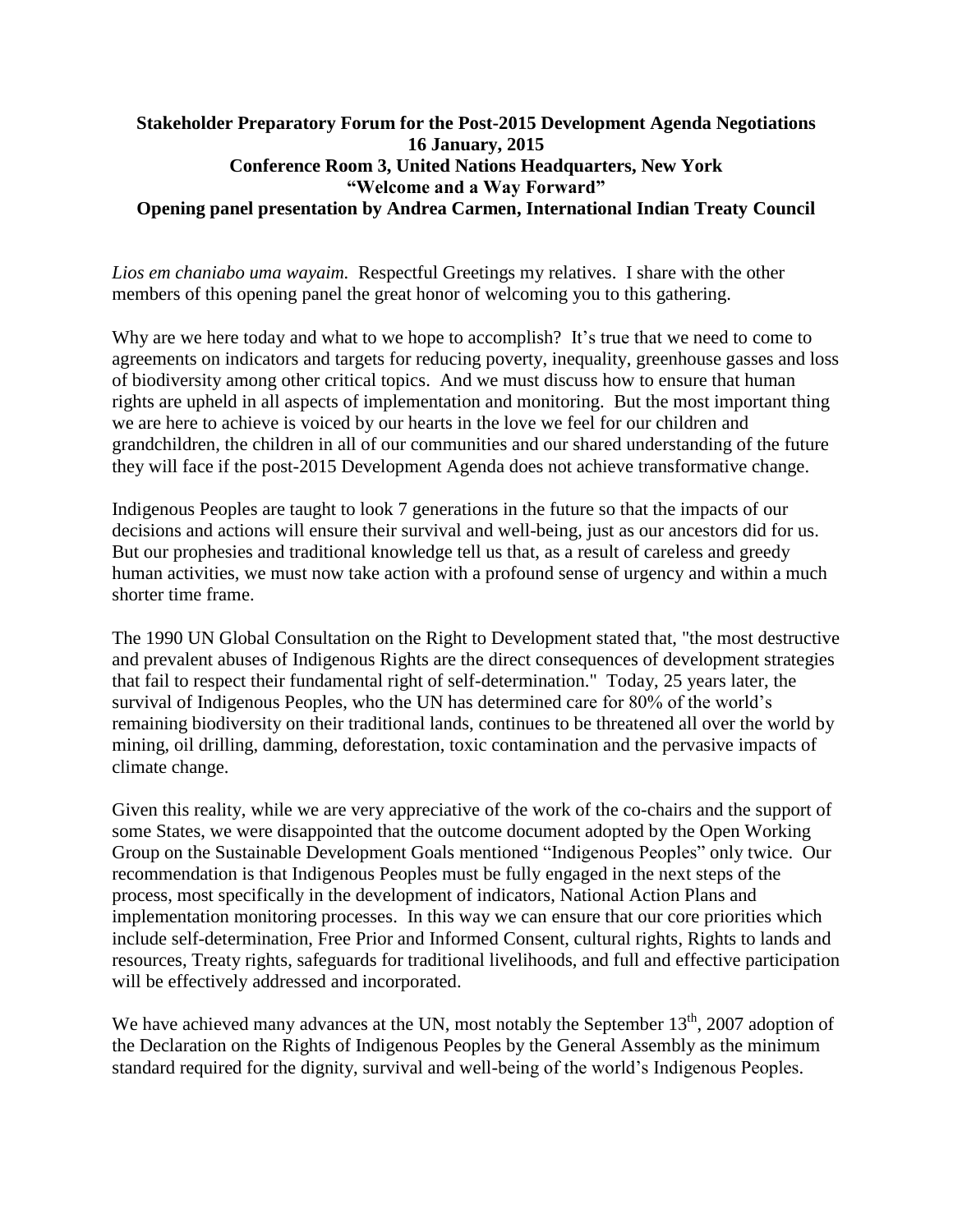**Stakeholder Preparatory Forum for the Post-2015 Development Agenda Negotiations**
**16 January, 2015**
**Conference Room 3, United Nations Headquarters, New York**
**"Welcome and a Way Forward"**
**Opening panel presentation by Andrea Carmen, International Indian Treaty Council**

*Lios em chaniabo uma wayaim.* Respectful Greetings my relatives. I share with the other members of this opening panel the great honor of welcoming you to this gathering.

Why are we here today and what to we hope to accomplish? It's true that we need to come to agreements on indicators and targets for reducing poverty, inequality, greenhouse gasses and loss of biodiversity among other critical topics. And we must discuss how to ensure that human rights are upheld in all aspects of implementation and monitoring. But the most important thing we are here to achieve is voiced by our hearts in the love we feel for our children and grandchildren, the children in all of our communities and our shared understanding of the future they will face if the post-2015 Development Agenda does not achieve transformative change.

Indigenous Peoples are taught to look 7 generations in the future so that the impacts of our decisions and actions will ensure their survival and well-being, just as our ancestors did for us. But our prophesies and traditional knowledge tell us that, as a result of careless and greedy human activities, we must now take action with a profound sense of urgency and within a much shorter time frame.

The 1990 UN Global Consultation on the Right to Development stated that, "the most destructive and prevalent abuses of Indigenous Rights are the direct consequences of development strategies that fail to respect their fundamental right of self-determination." Today, 25 years later, the survival of Indigenous Peoples, who the UN has determined care for 80% of the world's remaining biodiversity on their traditional lands, continues to be threatened all over the world by mining, oil drilling, damming, deforestation, toxic contamination and the pervasive impacts of climate change.

Given this reality, while we are very appreciative of the work of the co-chairs and the support of some States, we were disappointed that the outcome document adopted by the Open Working Group on the Sustainable Development Goals mentioned "Indigenous Peoples" only twice. Our recommendation is that Indigenous Peoples must be fully engaged in the next steps of the process, most specifically in the development of indicators, National Action Plans and implementation monitoring processes. In this way we can ensure that our core priorities which include self-determination, Free Prior and Informed Consent, cultural rights, Rights to lands and resources, Treaty rights, safeguards for traditional livelihoods, and full and effective participation will be effectively addressed and incorporated.

We have achieved many advances at the UN, most notably the September 13th, 2007 adoption of the Declaration on the Rights of Indigenous Peoples by the General Assembly as the minimum standard required for the dignity, survival and well-being of the world's Indigenous Peoples.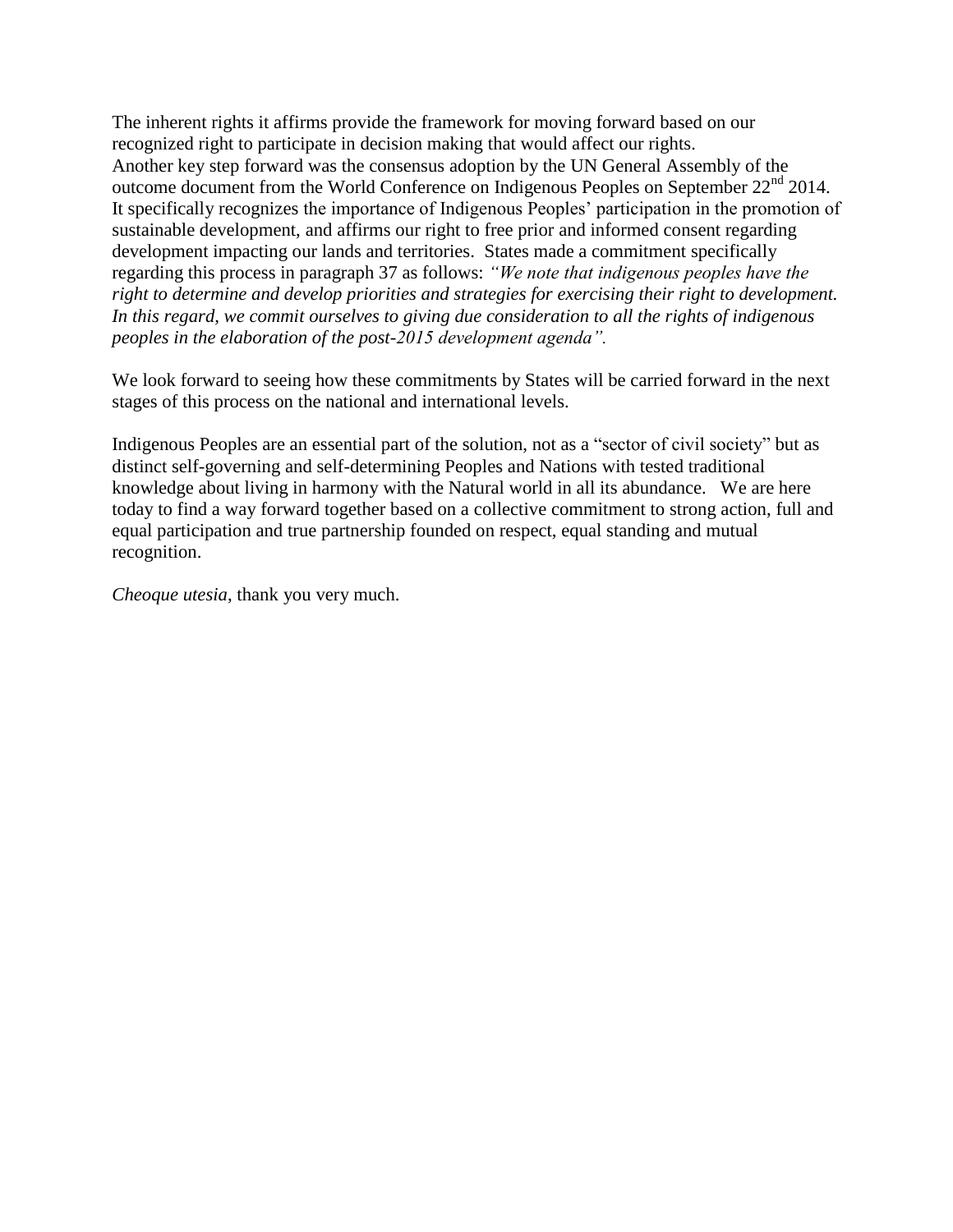The inherent rights it affirms provide the framework for moving forward based on our recognized right to participate in decision making that would affect our rights.
Another key step forward was the consensus adoption by the UN General Assembly of the outcome document from the World Conference on Indigenous Peoples on September 22nd 2014. It specifically recognizes the importance of Indigenous Peoples' participation in the promotion of sustainable development, and affirms our right to free prior and informed consent regarding development impacting our lands and territories. States made a commitment specifically regarding this process in paragraph 37 as follows: *"We note that indigenous peoples have the right to determine and develop priorities and strategies for exercising their right to development. In this regard, we commit ourselves to giving due consideration to all the rights of indigenous peoples in the elaboration of the post-2015 development agenda".*

We look forward to seeing how these commitments by States will be carried forward in the next stages of this process on the national and international levels.

Indigenous Peoples are an essential part of the solution, not as a "sector of civil society" but as distinct self-governing and self-determining Peoples and Nations with tested traditional knowledge about living in harmony with the Natural world in all its abundance. We are here today to find a way forward together based on a collective commitment to strong action, full and equal participation and true partnership founded on respect, equal standing and mutual recognition.

*Cheoque utesia*, thank you very much.